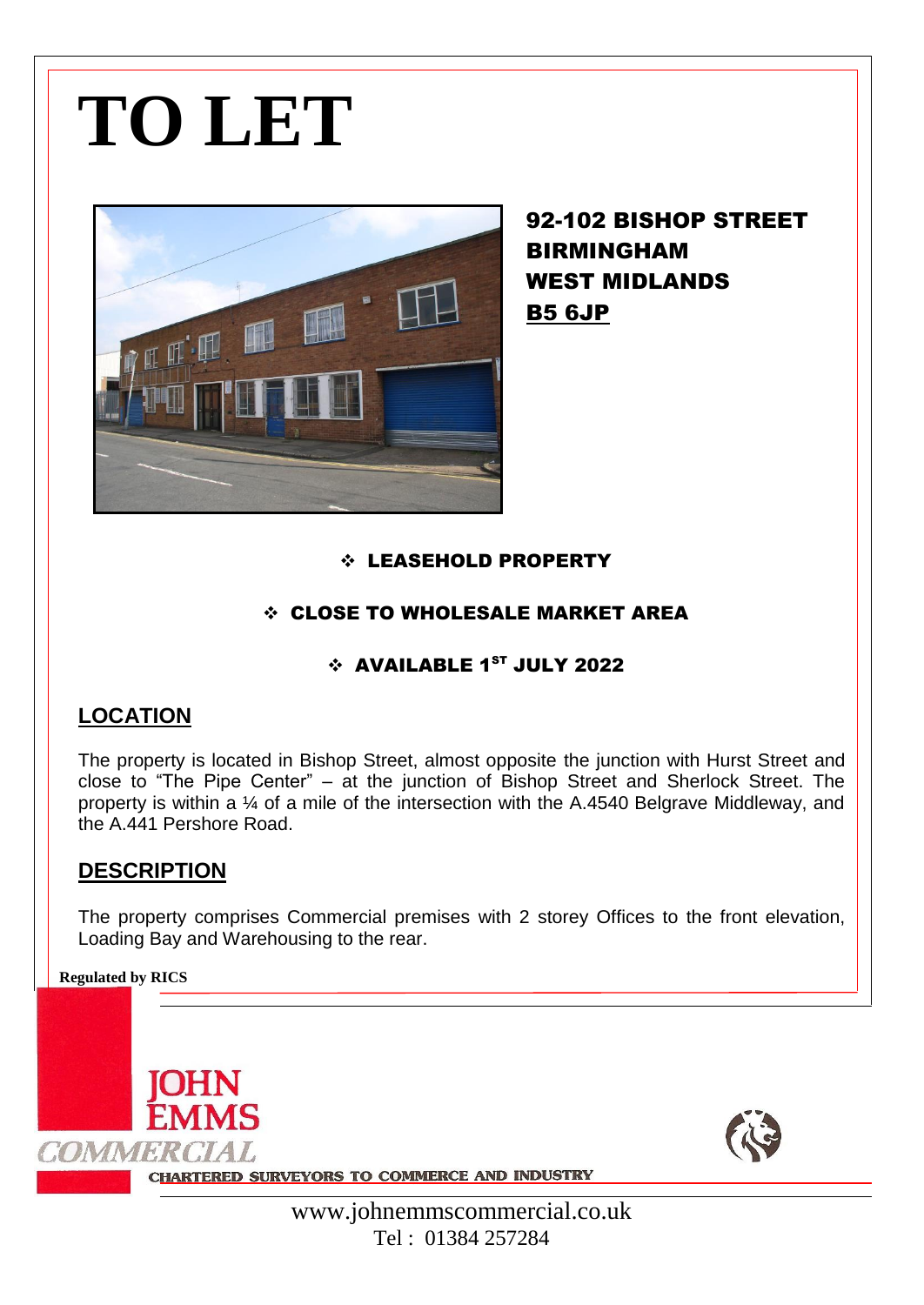# TO LET

## 92-102 BISHOP STREET
## BIRMINGHAM
## WEST MIDLANDS
## B5 6JP

- LEASEHOLD PROPERTY
- CLOSE TO WHOLESALE MARKET AREA
- AVAILABLE 1ST JULY 2022

## LOCATION

The property is located in Bishop Street, almost opposite the junction with Hurst Street and close to "The Pipe Center" – at the junction of Bishop Street and Sherlock Street. The property is within a ¼ of a mile of the intersection with the A.4540 Belgrave Middleway, and the A.441 Pershore Road.

## DESCRIPTION

The property comprises Commercial premises with 2 storey Offices to the front elevation, Loading Bay and Warehousing to the rear.

**Regulated by RICS**

JOHN EMMS COMMERCIAL

CHARTERED SURVEYORS TO COMMERCE AND INDUSTRY

www.johnemmscommercial.co.uk

Tel : 01384 257284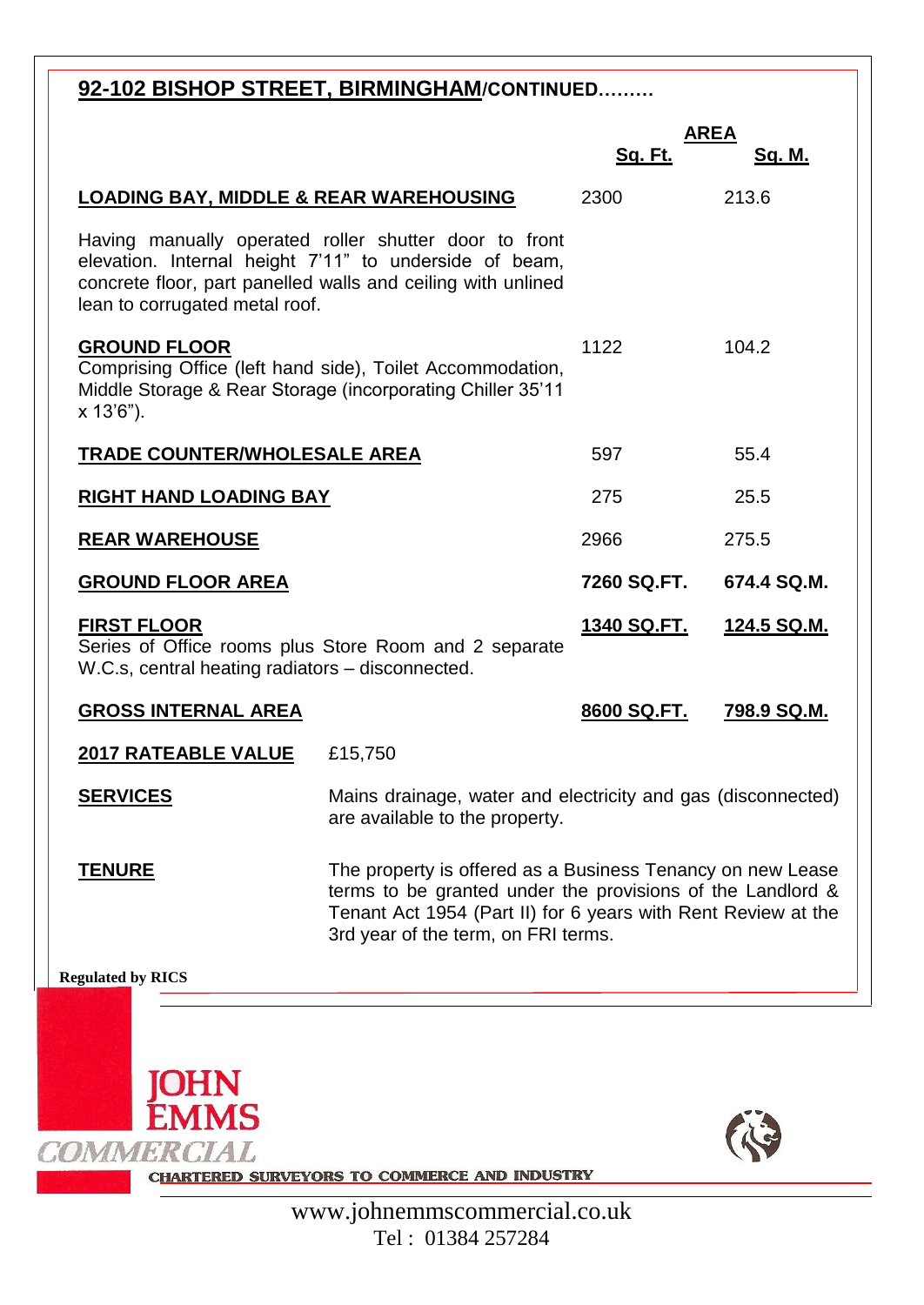## 92-102 BISHOP STREET, BIRMINGHAM/CONTINUED………

| | AREA | |
|---|---|---|
| | **Sq. Ft.** | **Sq. M.** |
| **LOADING BAY, MIDDLE & REAR WAREHOUSING** | 2300 | 213.6 |
| Having manually operated roller shutter door to front elevation. Internal height 7'11" to underside of beam, concrete floor, part panelled walls and ceiling with unlined lean to corrugated metal roof. | | |
| **GROUND FLOOR** Comprising Office (left hand side), Toilet Accommodation, Middle Storage & Rear Storage (incorporating Chiller 35'11 x 13'6"). | 1122 | 104.2 |
| **TRADE COUNTER/WHOLESALE AREA** | 597 | 55.4 |
| **RIGHT HAND LOADING BAY** | 275 | 25.5 |
| **REAR WAREHOUSE** | 2966 | 275.5 |
| **GROUND FLOOR AREA** | **7260 SQ.FT.** | **674.4 SQ.M.** |
| **FIRST FLOOR** Series of Office rooms plus Store Room and 2 separate W.C.s, central heating radiators – disconnected. | **1340 SQ.FT.** | **124.5 SQ.M.** |
| **GROSS INTERNAL AREA** | **8600 SQ.FT.** | **798.9 SQ.M.** |

**2017 RATEABLE VALUE** £15,750

**SERVICES** Mains drainage, water and electricity and gas (disconnected) are available to the property.

**TENURE** The property is offered as a Business Tenancy on new Lease terms to be granted under the provisions of the Landlord & Tenant Act 1954 (Part II) for 6 years with Rent Review at the 3rd year of the term, on FRI terms.

**Regulated by RICS**

JOHN EMMS COMMERCIAL

CHARTERED SURVEYORS TO COMMERCE AND INDUSTRY

www.johnemmscommercial.co.uk

Tel : 01384 257284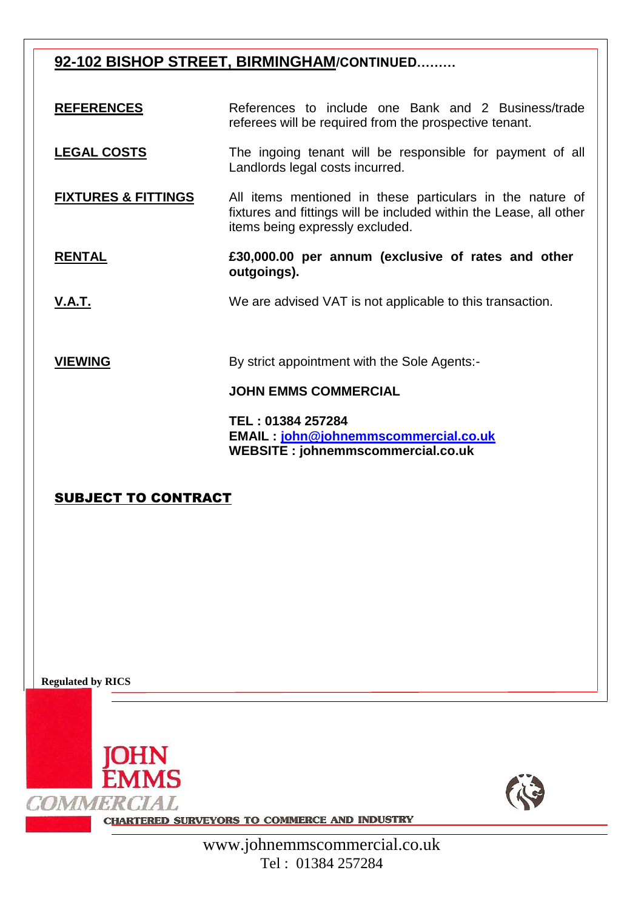## 92-102 BISHOP STREET, BIRMINGHAM/CONTINUED………

**REFERENCES**

References to include one Bank and 2 Business/trade referees will be required from the prospective tenant.

**LEGAL COSTS**

The ingoing tenant will be responsible for payment of all Landlords legal costs incurred.

**FIXTURES & FITTINGS**

All items mentioned in these particulars in the nature of fixtures and fittings will be included within the Lease, all other items being expressly excluded.

**RENTAL**

**£30,000.00 per annum (exclusive of rates and other outgoings).**

**V.A.T.**

We are advised VAT is not applicable to this transaction.

**VIEWING**

By strict appointment with the Sole Agents:-

**JOHN EMMS COMMERCIAL**

**TEL : 01384 257284**
**EMAIL : john@johnemmscommercial.co.uk**
**WEBSITE : johnemmscommercial.co.uk**

**SUBJECT TO CONTRACT**

**Regulated by RICS**

JOHN EMMS COMMERCIAL

CHARTERED SURVEYORS TO COMMERCE AND INDUSTRY

www.johnemmscommercial.co.uk
Tel : 01384 257284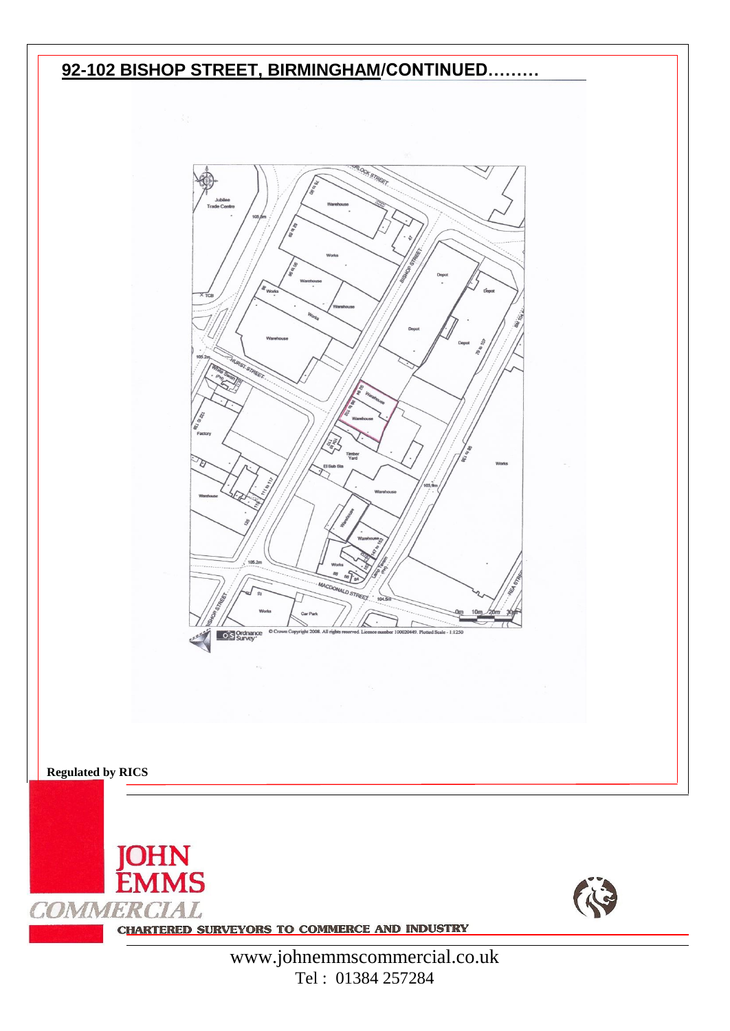## 92-102 BISHOP STREET, BIRMINGHAM/CONTINUED………

Regulated by RICS

JOHN EMMS COMMERCIAL

CHARTERED SURVEYORS TO COMMERCE AND INDUSTRY

www.johnemmscommercial.co.uk
Tel : 01384 257284